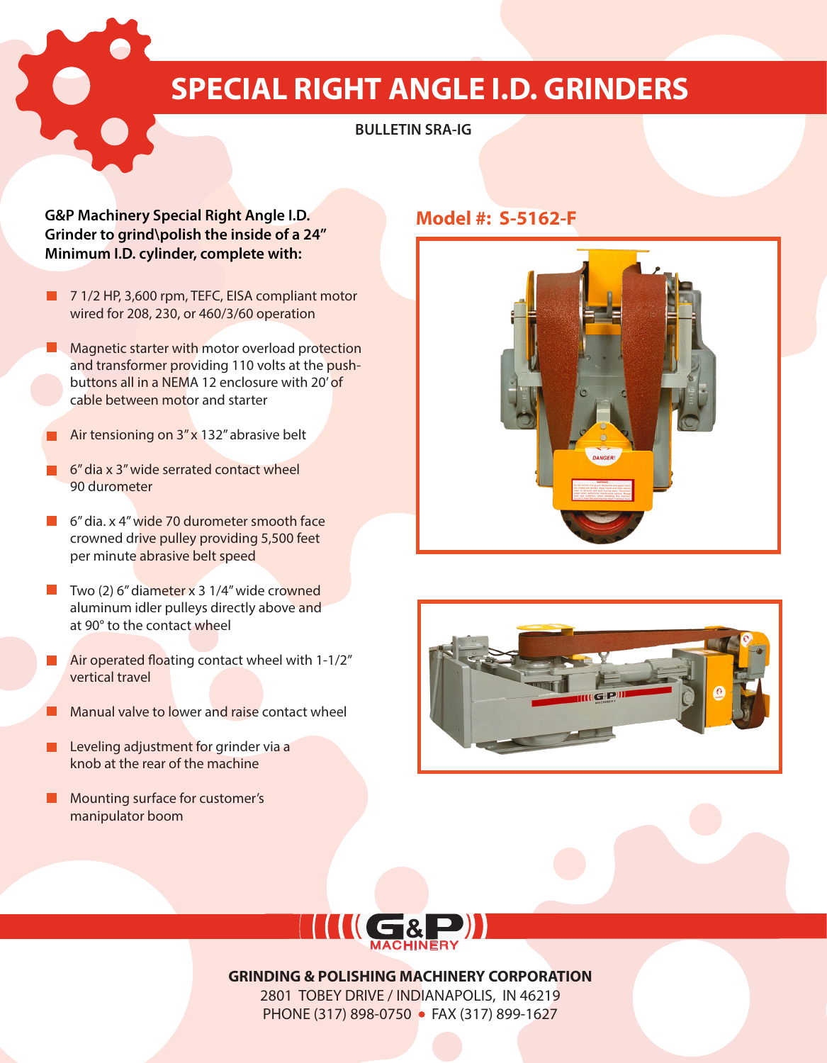# SPECIAL RIGHT ANGLE I.D. GRINDERS

**BULLETIN SRA-IG**

**G&P Machinery Special Right Angle I.D. Grinder to grind\polish the inside of a 24" Minimum I.D. cylinder, complete with:**

- 7 1/2 HP, 3,600 rpm, TEFC, EISA compliant motor wired for 208, 230, or 460/3/60 operation
- Magnetic starter with motor overload protection and transformer providing 110 volts at the push-buttons all in a NEMA 12 enclosure with 20' of cable between motor and starter
- Air tensioning on 3" x 132" abrasive belt
- 6" dia x 3" wide serrated contact wheel 90 durometer
- 6" dia. x 4" wide 70 durometer smooth face crowned drive pulley providing 5,500 feet per minute abrasive belt speed
- Two (2) 6" diameter x 3 1/4" wide crowned aluminum idler pulleys directly above and at 90° to the contact wheel
- Air operated floating contact wheel with 1-1/2" vertical travel
- Manual valve to lower and raise contact wheel
- Leveling adjustment for grinder via a knob at the rear of the machine
- Mounting surface for customer's manipulator boom

## Model #: S-5162-F

**GRINDING & POLISHING MACHINERY CORPORATION**
2801 TOBEY DRIVE / INDIANAPOLIS, IN 46219
PHONE (317) 898-0750 • FAX (317) 899-1627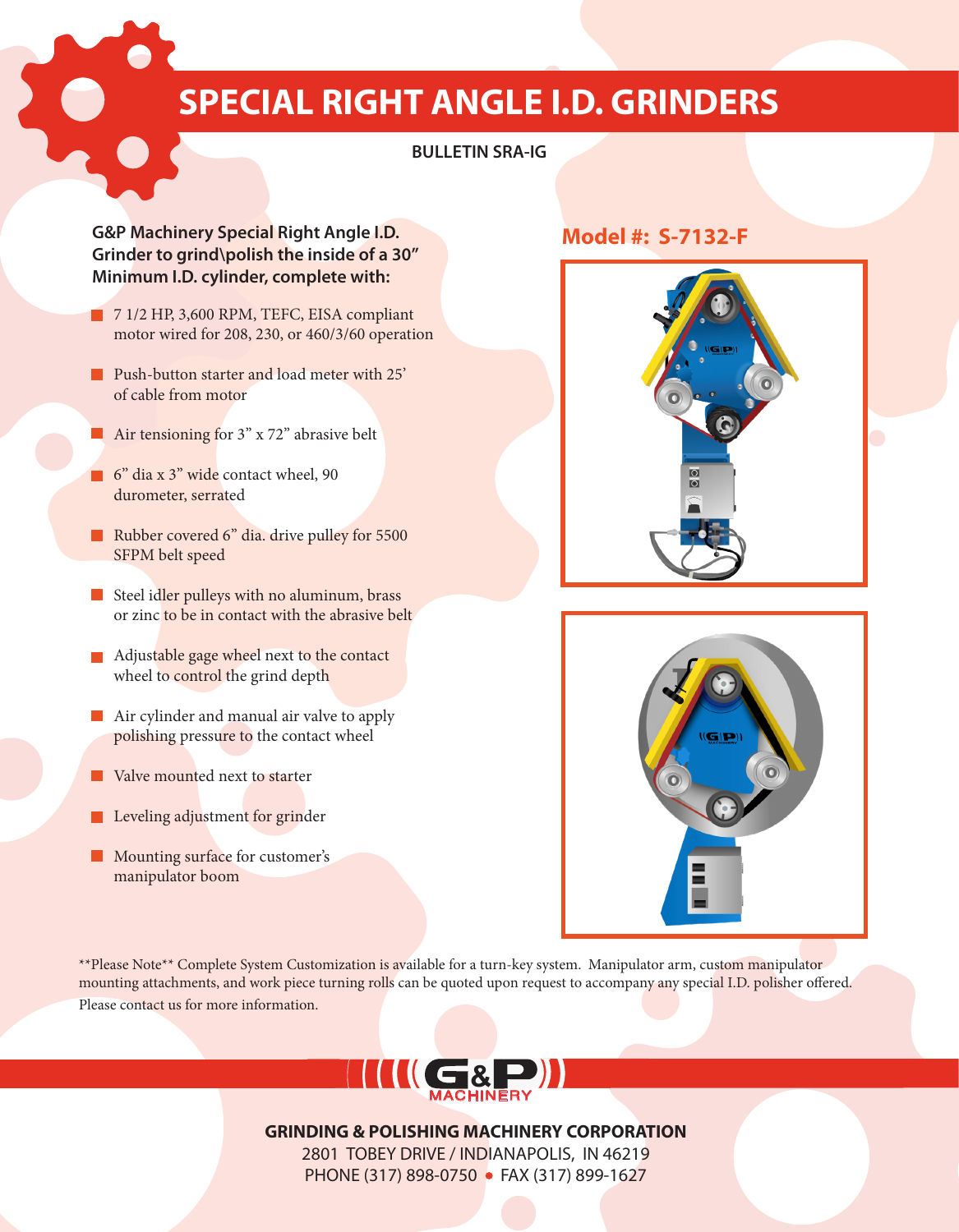# SPECIAL RIGHT ANGLE I.D. GRINDERS

**BULLETIN SRA-IG**

**G&P Machinery Special Right Angle I.D. Grinder to grind\polish the inside of a 30" Minimum I.D. cylinder, complete with:**

- 7 1/2 HP, 3,600 RPM, TEFC, EISA compliant motor wired for 208, 230, or 460/3/60 operation
- Push-button starter and load meter with 25' of cable from motor
- Air tensioning for 3" x 72" abrasive belt
- 6" dia x 3" wide contact wheel, 90 durometer, serrated
- Rubber covered 6" dia. drive pulley for 5500 SFPM belt speed
- Steel idler pulleys with no aluminum, brass or zinc to be in contact with the abrasive belt
- Adjustable gage wheel next to the contact wheel to control the grind depth
- Air cylinder and manual air valve to apply polishing pressure to the contact wheel
- Valve mounted next to starter
- Leveling adjustment for grinder
- Mounting surface for customer's manipulator boom

## Model #: S-7132-F

**Please Note** Complete System Customization is available for a turn-key system. Manipulator arm, custom manipulator mounting attachments, and work piece turning rolls can be quoted upon request to accompany any special I.D. polisher offered. Please contact us for more information.

**GRINDING & POLISHING MACHINERY CORPORATION**
2801 TOBEY DRIVE / INDIANAPOLIS, IN 46219
PHONE (317) 898-0750 • FAX (317) 899-1627